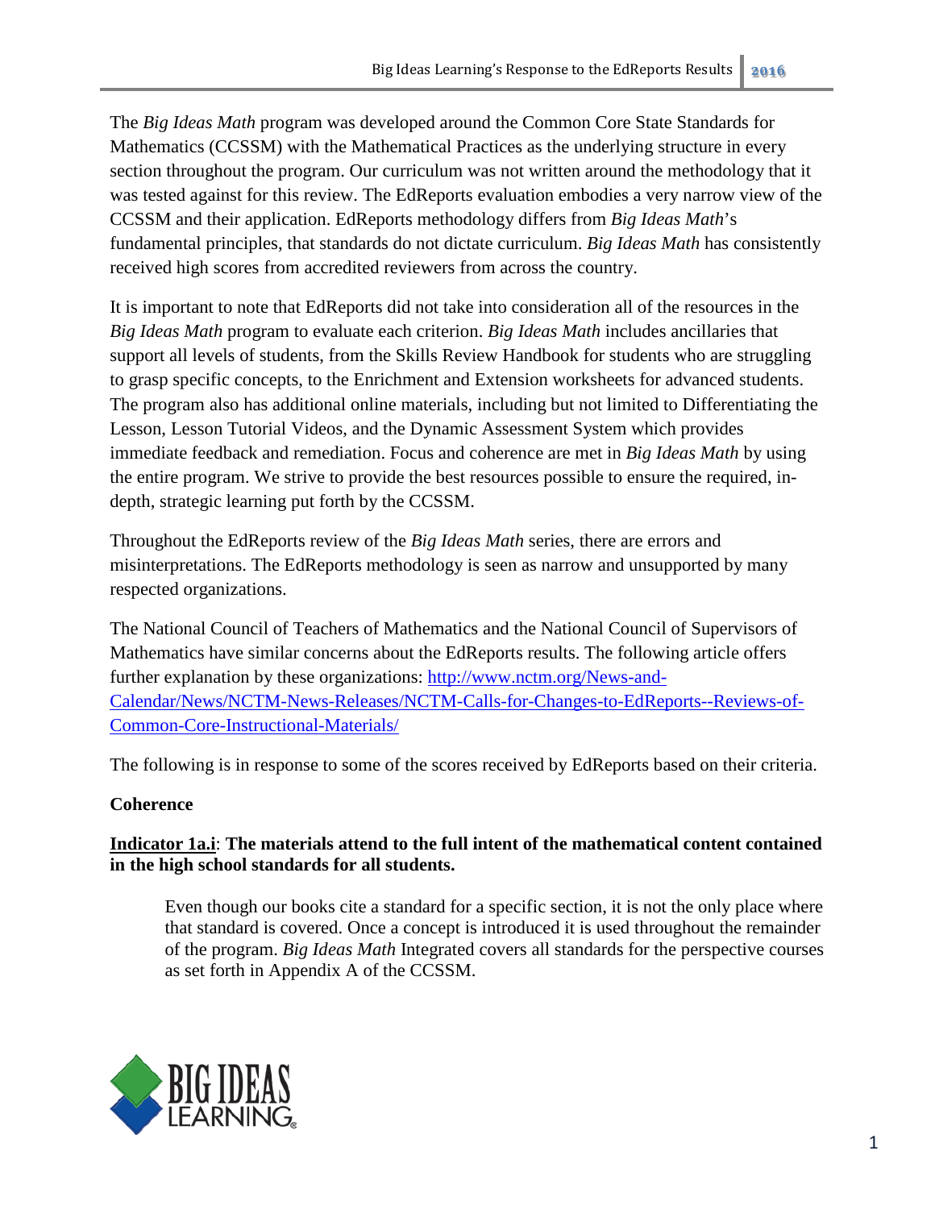The *Big Ideas Math* program was developed around the Common Core State Standards for Mathematics (CCSSM) with the Mathematical Practices as the underlying structure in every section throughout the program. Our curriculum was not written around the methodology that it was tested against for this review. The EdReports evaluation embodies a very narrow view of the CCSSM and their application. EdReports methodology differs from *Big Ideas Math*'s fundamental principles, that standards do not dictate curriculum. *Big Ideas Math* has consistently received high scores from accredited reviewers from across the country.

It is important to note that EdReports did not take into consideration all of the resources in the *Big Ideas Math* program to evaluate each criterion. *Big Ideas Math* includes ancillaries that support all levels of students, from the Skills Review Handbook for students who are struggling to grasp specific concepts, to the Enrichment and Extension worksheets for advanced students. The program also has additional online materials, including but not limited to Differentiating the Lesson, Lesson Tutorial Videos, and the Dynamic Assessment System which provides immediate feedback and remediation. Focus and coherence are met in *Big Ideas Math* by using the entire program. We strive to provide the best resources possible to ensure the required, in-depth, strategic learning put forth by the CCSSM.

Throughout the EdReports review of the *Big Ideas Math* series, there are errors and misinterpretations. The EdReports methodology is seen as narrow and unsupported by many respected organizations.

The National Council of Teachers of Mathematics and the National Council of Supervisors of Mathematics have similar concerns about the EdReports results. The following article offers further explanation by these organizations: [http://www.nctm.org/News-and-Calendar/News/NCTM-News-Releases/NCTM-Calls-for-Changes-to-EdReports--Reviews-of-Common-Core-Instructional-Materials/](http://www.nctm.org/News-and-Calendar/News/NCTM-News-Releases/NCTM-Calls-for-Changes-to-EdReports--Reviews-of-Common-Core-Instructional-Materials/)

The following is in response to some of the scores received by EdReports based on their criteria.

**Coherence**

**Indicator 1a.i**: **The materials attend to the full intent of the mathematical content contained in the high school standards for all students.**

> Even though our books cite a standard for a specific section, it is not the only place where that standard is covered. Once a concept is introduced it is used throughout the remainder of the program. *Big Ideas Math* Integrated covers all standards for the perspective courses as set forth in Appendix A of the CCSSM.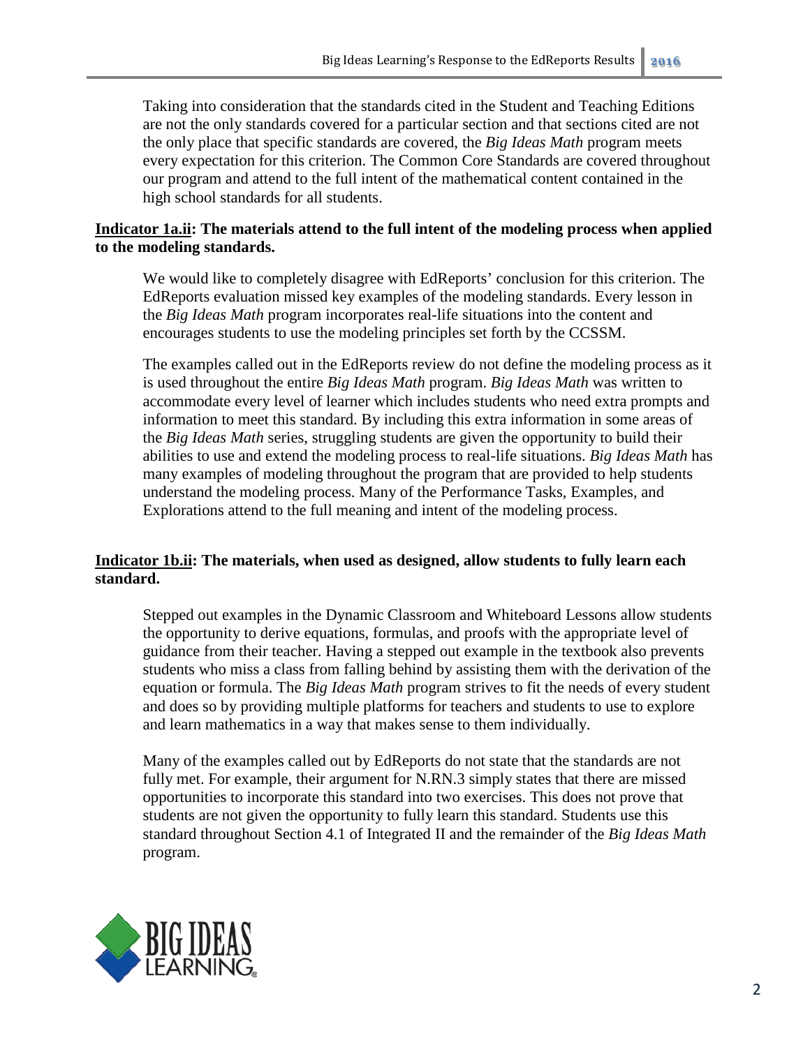Taking into consideration that the standards cited in the Student and Teaching Editions are not the only standards covered for a particular section and that sections cited are not the only place that specific standards are covered, the *Big Ideas Math* program meets every expectation for this criterion. The Common Core Standards are covered throughout our program and attend to the full intent of the mathematical content contained in the high school standards for all students.

**Indicator 1a.ii: The materials attend to the full intent of the modeling process when applied to the modeling standards.**

We would like to completely disagree with EdReports' conclusion for this criterion. The EdReports evaluation missed key examples of the modeling standards. Every lesson in the *Big Ideas Math* program incorporates real-life situations into the content and encourages students to use the modeling principles set forth by the CCSSM.

The examples called out in the EdReports review do not define the modeling process as it is used throughout the entire *Big Ideas Math* program. *Big Ideas Math* was written to accommodate every level of learner which includes students who need extra prompts and information to meet this standard. By including this extra information in some areas of the *Big Ideas Math* series, struggling students are given the opportunity to build their abilities to use and extend the modeling process to real-life situations. *Big Ideas Math* has many examples of modeling throughout the program that are provided to help students understand the modeling process. Many of the Performance Tasks, Examples, and Explorations attend to the full meaning and intent of the modeling process.

**Indicator 1b.ii: The materials, when used as designed, allow students to fully learn each standard.**

Stepped out examples in the Dynamic Classroom and Whiteboard Lessons allow students the opportunity to derive equations, formulas, and proofs with the appropriate level of guidance from their teacher. Having a stepped out example in the textbook also prevents students who miss a class from falling behind by assisting them with the derivation of the equation or formula. The *Big Ideas Math* program strives to fit the needs of every student and does so by providing multiple platforms for teachers and students to use to explore and learn mathematics in a way that makes sense to them individually.

Many of the examples called out by EdReports do not state that the standards are not fully met. For example, their argument for N.RN.3 simply states that there are missed opportunities to incorporate this standard into two exercises. This does not prove that students are not given the opportunity to fully learn this standard. Students use this standard throughout Section 4.1 of Integrated II and the remainder of the *Big Ideas Math* program.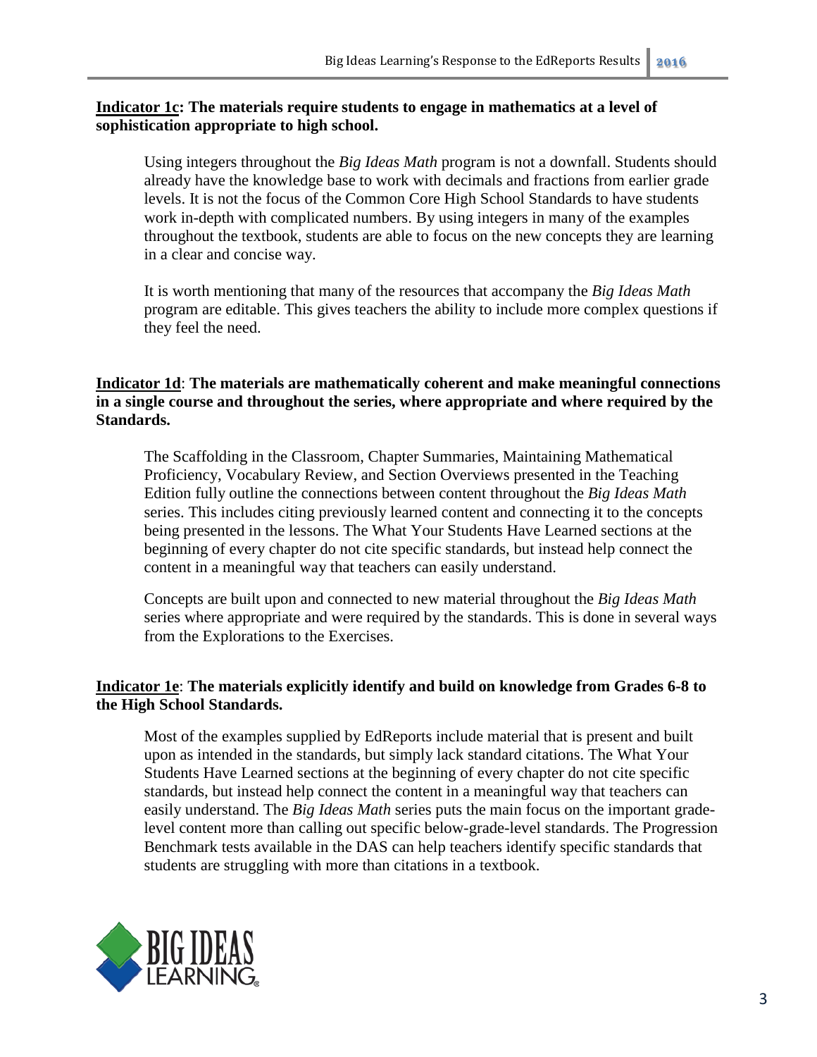**<u>Indicator 1c</u>: The materials require students to engage in mathematics at a level of sophistication appropriate to high school.**

Using integers throughout the *Big Ideas Math* program is not a downfall. Students should already have the knowledge base to work with decimals and fractions from earlier grade levels. It is not the focus of the Common Core High School Standards to have students work in-depth with complicated numbers. By using integers in many of the examples throughout the textbook, students are able to focus on the new concepts they are learning in a clear and concise way.

It is worth mentioning that many of the resources that accompany the *Big Ideas Math* program are editable. This gives teachers the ability to include more complex questions if they feel the need.

**<u>Indicator 1d</u>: The materials are mathematically coherent and make meaningful connections in a single course and throughout the series, where appropriate and where required by the Standards.**

The Scaffolding in the Classroom, Chapter Summaries, Maintaining Mathematical Proficiency, Vocabulary Review, and Section Overviews presented in the Teaching Edition fully outline the connections between content throughout the *Big Ideas Math* series. This includes citing previously learned content and connecting it to the concepts being presented in the lessons. The What Your Students Have Learned sections at the beginning of every chapter do not cite specific standards, but instead help connect the content in a meaningful way that teachers can easily understand.

Concepts are built upon and connected to new material throughout the *Big Ideas Math* series where appropriate and were required by the standards. This is done in several ways from the Explorations to the Exercises.

**<u>Indicator 1e</u>: The materials explicitly identify and build on knowledge from Grades 6-8 to the High School Standards.**

Most of the examples supplied by EdReports include material that is present and built upon as intended in the standards, but simply lack standard citations. The What Your Students Have Learned sections at the beginning of every chapter do not cite specific standards, but instead help connect the content in a meaningful way that teachers can easily understand. The *Big Ideas Math* series puts the main focus on the important grade-level content more than calling out specific below-grade-level standards. The Progression Benchmark tests available in the DAS can help teachers identify specific standards that students are struggling with more than citations in a textbook.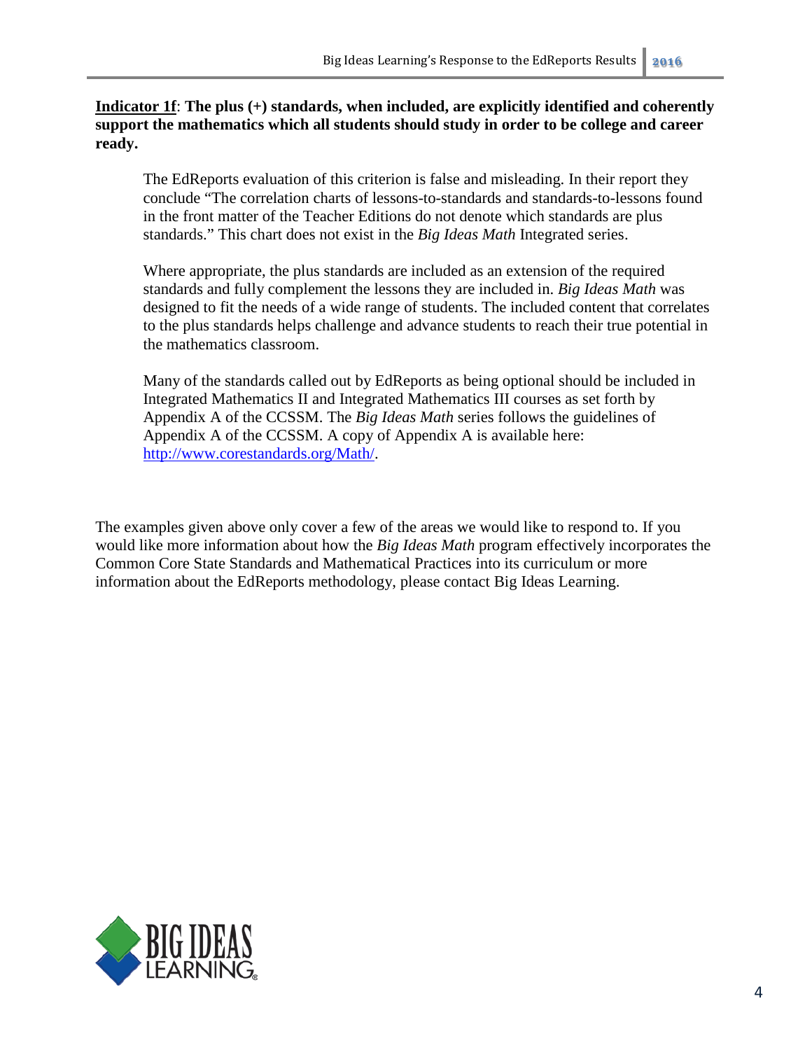**<u>Indicator 1f</u>: The plus (+) standards, when included, are explicitly identified and coherently support the mathematics which all students should study in order to be college and career ready.**

The EdReports evaluation of this criterion is false and misleading. In their report they conclude "The correlation charts of lessons-to-standards and standards-to-lessons found in the front matter of the Teacher Editions do not denote which standards are plus standards." This chart does not exist in the *Big Ideas Math* Integrated series.

Where appropriate, the plus standards are included as an extension of the required standards and fully complement the lessons they are included in. *Big Ideas Math* was designed to fit the needs of a wide range of students. The included content that correlates to the plus standards helps challenge and advance students to reach their true potential in the mathematics classroom.

Many of the standards called out by EdReports as being optional should be included in Integrated Mathematics II and Integrated Mathematics III courses as set forth by Appendix A of the CCSSM. The *Big Ideas Math* series follows the guidelines of Appendix A of the CCSSM. A copy of Appendix A is available here: http://www.corestandards.org/Math/.

The examples given above only cover a few of the areas we would like to respond to. If you would like more information about how the *Big Ideas Math* program effectively incorporates the Common Core State Standards and Mathematical Practices into its curriculum or more information about the EdReports methodology, please contact Big Ideas Learning.

BIG IDEAS LEARNING®